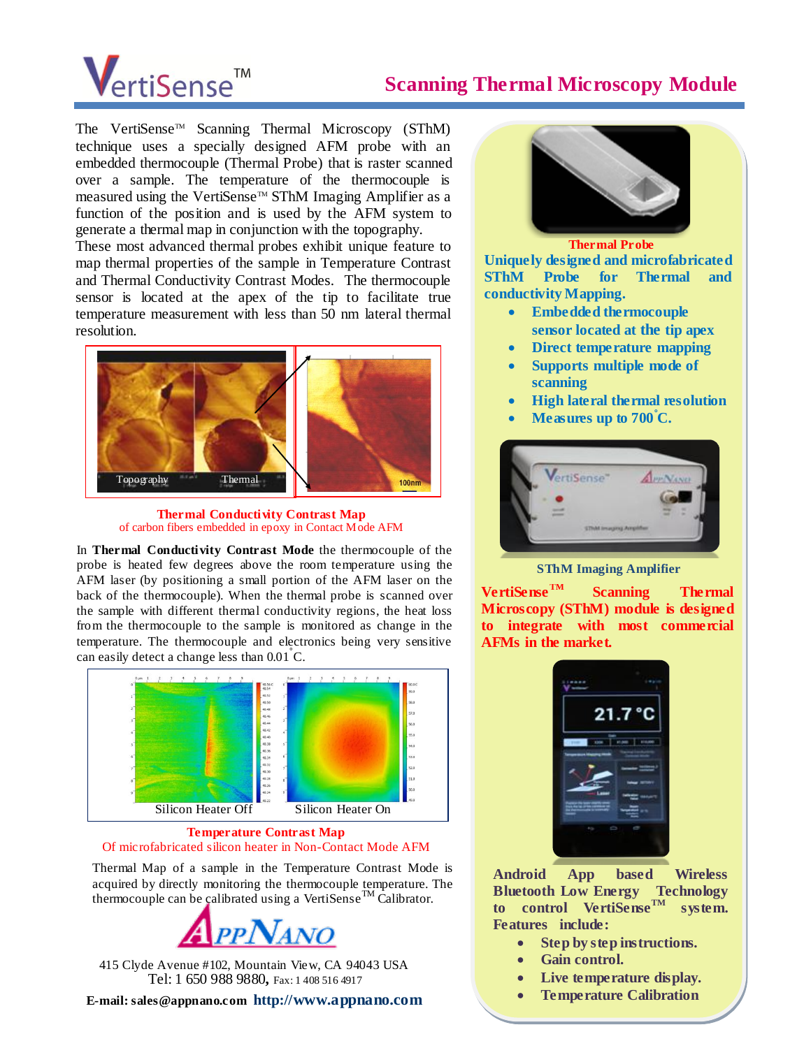# VertiSense™

## Scanning Thermal Microscopy Module

The VertiSense™ Scanning Thermal Microscopy (SThM) technique uses a specially designed AFM probe with an embedded thermocouple (Thermal Probe) that is raster scanned over a sample. The temperature of the thermocouple is measured using the VertiSense™ SThM Imaging Amplifier as a function of the position and is used by the AFM system to generate a thermal map in conjunction with the topography.

These most advanced thermal probes exhibit unique feature to map thermal properties of the sample in Temperature Contrast and Thermal Conductivity Contrast Modes. The thermocouple sensor is located at the apex of the tip to facilitate true temperature measurement with less than 50 nm lateral thermal resolution.

Topography   Thermal   100nm

**Thermal Conductivity Contrast Map**
of carbon fibers embedded in epoxy in Contact Mode AFM

In **Thermal Conductivity Contrast Mode** the thermocouple of the probe is heated few degrees above the room temperature using the AFM laser (by positioning a small portion of the AFM laser on the back of the thermocouple). When the thermal probe is scanned over the sample with different thermal conductivity regions, the heat loss from the thermocouple to the sample is monitored as change in the temperature. The thermocouple and electronics being very sensitive can easily detect a change less than 0.01°C.

Silicon Heater Off   Silicon Heater On

**Temperature Contrast Map**
Of microfabricated silicon heater in Non-Contact Mode AFM

Thermal Map of a sample in the Temperature Contrast Mode is acquired by directly monitoring the thermocouple temperature. The thermocouple can be calibrated using a VertiSense™ Calibrator.

**AppNano**

415 Clyde Avenue #102, Mountain View, CA 94043 USA
Tel: 1 650 988 9880, Fax: 1 408 516 4917

**E-mail: sales@appnano.com** http://www.appnano.com

**Thermal Probe**

**Uniquely designed and microfabricated SThM Probe for Thermal and conductivity Mapping.**

- **Embedded thermocouple sensor located at the tip apex**
- **Direct temperature mapping**
- **Supports multiple mode of scanning**
- **High lateral thermal resolution**
- **Measures up to 700°C.**

**SThM Imaging Amplifier**

**VertiSense™ Scanning Thermal Microscopy (SThM) module is designed to integrate with most commercial AFMs in the market.**

**Android App based Wireless Bluetooth Low Energy Technology to control VertiSense™ system. Features include:**

- **Step by step instructions.**
- **Gain control.**
- **Live temperature display.**
- **Temperature Calibration**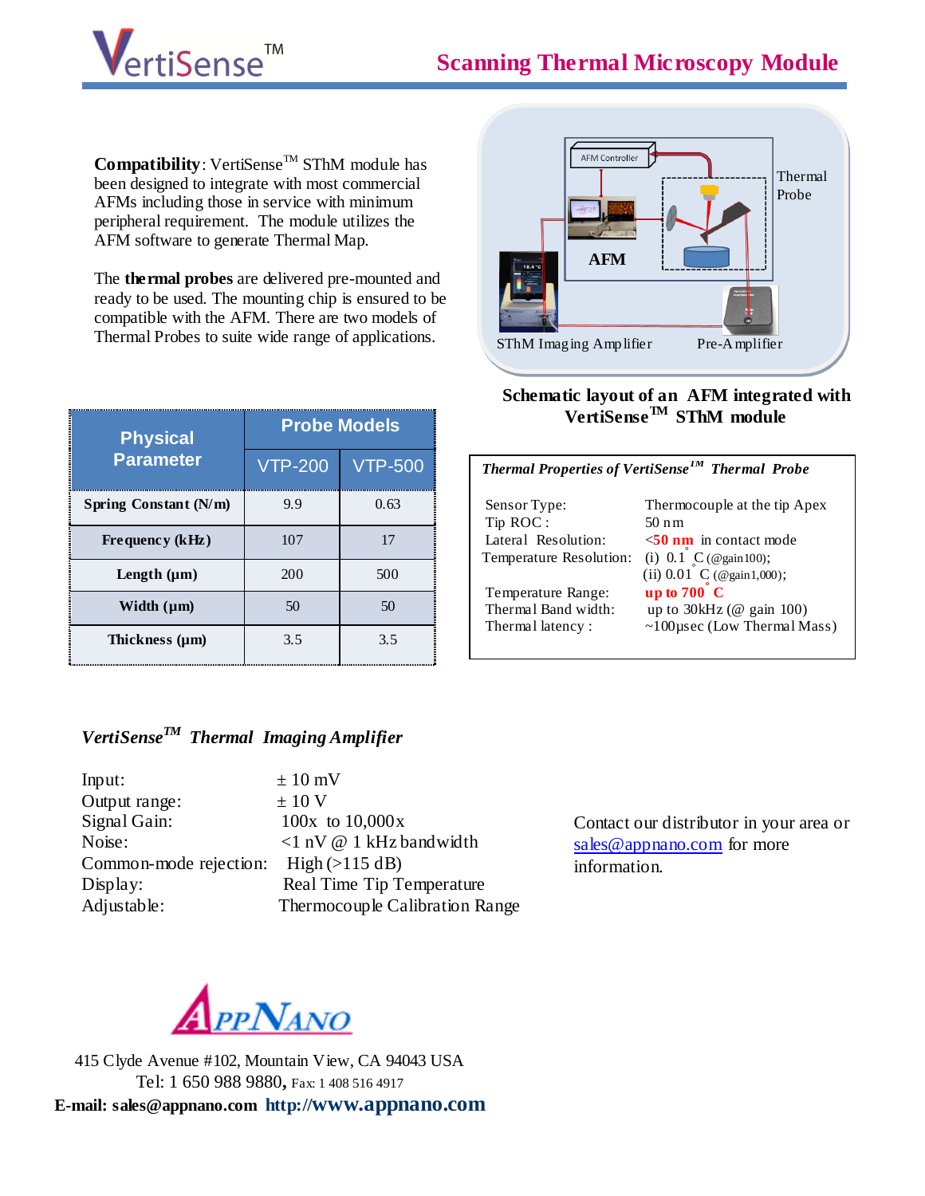# VertiSense™ Scanning Thermal Microscopy Module

**Compatibility**: VertiSense™ SThM module has been designed to integrate with most commercial AFMs including those in service with minimum peripheral requirement. The module utilizes the AFM software to generate Thermal Map.

The **thermal probes** are delivered pre-mounted and ready to be used. The mounting chip is ensured to be compatible with the AFM. There are two models of Thermal Probes to suite wide range of applications.

AFM Controller
Thermal Probe
AFM
SThM Imaging Amplifier
Pre-Amplifier

**Schematic layout of an AFM integrated with VertiSense™ SThM module**

| Physical Parameter | Probe Models | |
|---|---|---|
| | VTP-200 | VTP-500 |
| **Spring Constant (N/m)** | 9.9 | 0.63 |
| **Frequency (kHz)** | 107 | 17 |
| **Length (µm)** | 200 | 500 |
| **Width (µm)** | 50 | 50 |
| **Thickness (µm)** | 3.5 | 3.5 |

***Thermal Properties of VertiSense™ Thermal Probe***

| | |
|---|---|
| Sensor Type: | Thermocouple at the tip Apex |
| Tip ROC : | 50 nm |
| Lateral Resolution: | <**50 nm** in contact mode |
| Temperature Resolution: | (i) 0.1 °C (@gain100); (ii) 0.01 °C (@gain1,000); |
| Temperature Range: | **up to 700 °C** |
| Thermal Band width: | up to 30kHz (@ gain 100) |
| Thermal latency : | ~100µsec (Low Thermal Mass) |

## *VertiSense™ Thermal Imaging Amplifier*

| | |
|---|---|
| Input: | ± 10 mV |
| Output range: | ± 10 V |
| Signal Gain: | 100x to 10,000x |
| Noise: | <1 nV @ 1 kHz bandwidth |
| Common-mode rejection: | High (>115 dB) |
| Display: | Real Time Tip Temperature |
| Adjustable: | Thermocouple Calibration Range |

Contact our distributor in your area or sales@appnano.com for more information.

AppNano

415 Clyde Avenue #102, Mountain View, CA 94043 USA
Tel: 1 650 988 9880, Fax: 1 408 516 4917
**E-mail: sales@appnano.com** **http://www.appnano.com**